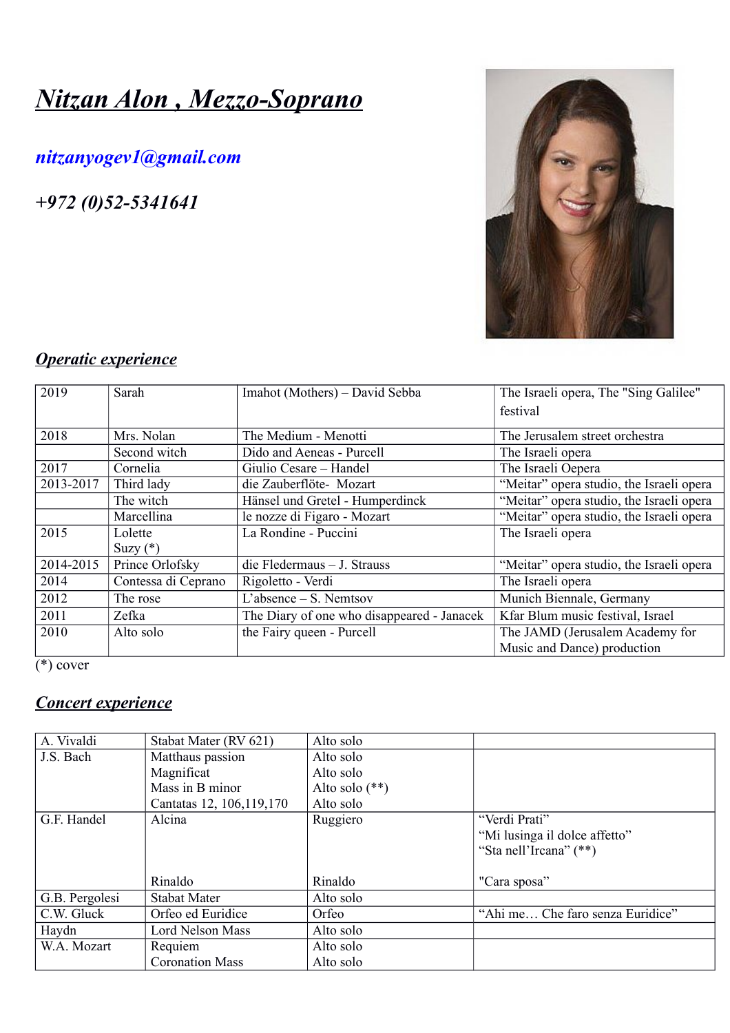# *Nitzan Alon , Mezzo-Soprano*

*nitzanyogev1@gmail.com*

*+972 (0)52-5341641*

## *Operatic experience*

| | | | |
|---|---|---|---|
| 2019 | Sarah | Imahot (Mothers) – David Sebba | The Israeli opera, The "Sing Galilee" festival |
| 2018 | Mrs. Nolan | The Medium - Menotti | The Jerusalem street orchestra |
| | Second witch | Dido and Aeneas - Purcell | The Israeli opera |
| 2017 | Cornelia | Giulio Cesare – Handel | The Israeli Oepera |
| 2013-2017 | Third lady | die Zauberflöte- Mozart | "Meitar" opera studio, the Israeli opera |
| | The witch | Hänsel und Gretel - Humperdinck | "Meitar" opera studio, the Israeli opera |
| | Marcellina | le nozze di Figaro - Mozart | "Meitar" opera studio, the Israeli opera |
| 2015 | Lolette<br>Suzy (*) | La Rondine - Puccini | The Israeli opera |
| 2014-2015 | Prince Orlofsky | die Fledermaus – J. Strauss | "Meitar" opera studio, the Israeli opera |
| 2014 | Contessa di Ceprano | Rigoletto - Verdi | The Israeli opera |
| 2012 | The rose | L'absence – S. Nemtsov | Munich Biennale, Germany |
| 2011 | Zefka | The Diary of one who disappeared - Janacek | Kfar Blum music festival, Israel |
| 2010 | Alto solo | the Fairy queen - Purcell | The JAMD (Jerusalem Academy for Music and Dance) production |

(*) cover

## *Concert experience*

| | | | |
|---|---|---|---|
| A. Vivaldi | Stabat Mater (RV 621) | Alto solo | |
| J.S. Bach | Matthaus passion<br>Magnificat<br>Mass in B minor<br>Cantatas 12, 106,119,170 | Alto solo<br>Alto solo<br>Alto solo (**)<br>Alto solo | |
| G.F. Handel | Alcina<br><br><br>Rinaldo | Ruggiero<br><br><br>Rinaldo | "Verdi Prati"<br>"Mi lusinga il dolce affetto"<br>"Sta nell'Ircana" (**)<br>"Cara sposa" |
| G.B. Pergolesi | Stabat Mater | Alto solo | |
| C.W. Gluck | Orfeo ed Euridice | Orfeo | "Ahi me… Che faro senza Euridice" |
| Haydn | Lord Nelson Mass | Alto solo | |
| W.A. Mozart | Requiem<br>Coronation Mass | Alto solo<br>Alto solo | |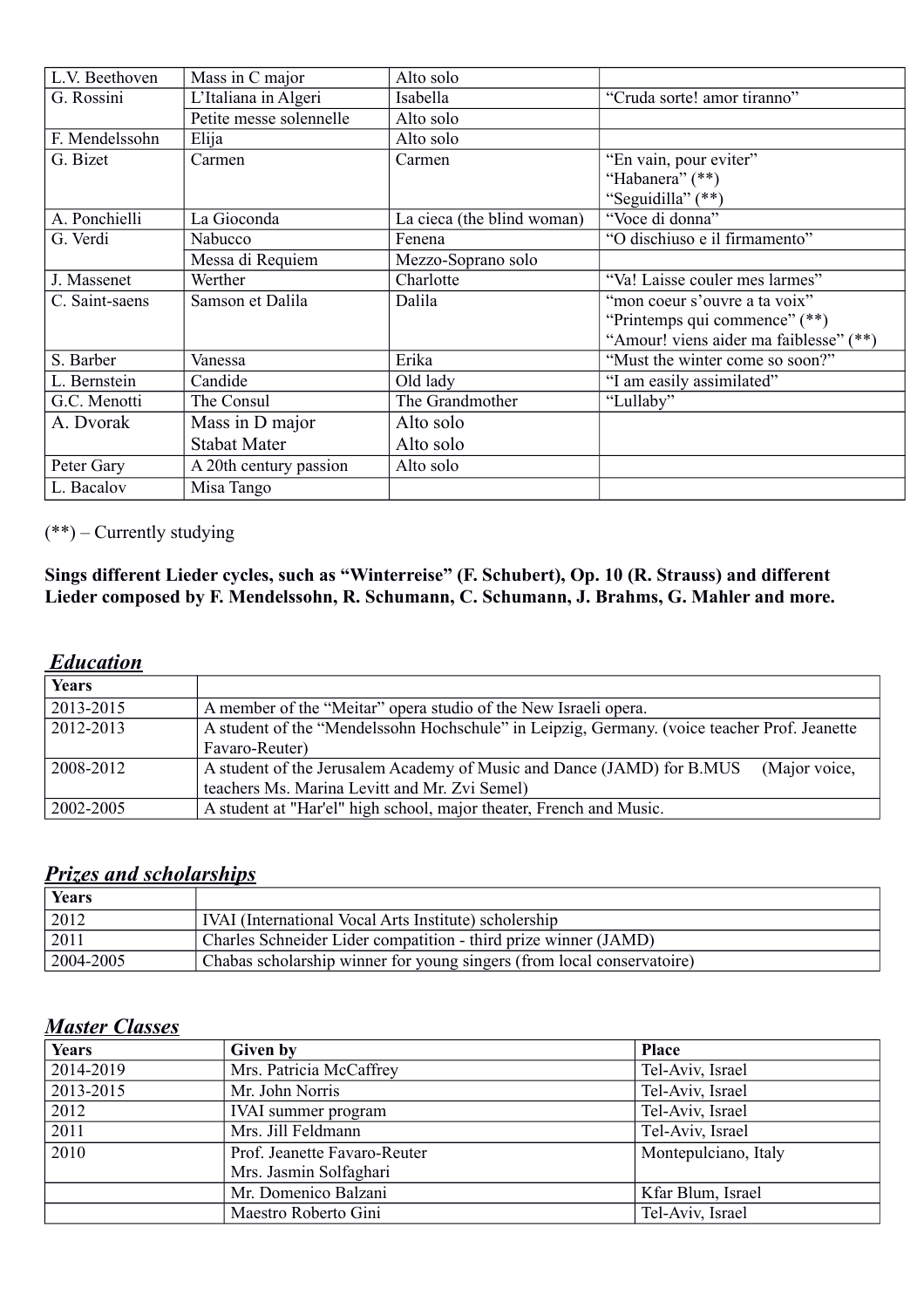| | | | |
|---|---|---|---|
| L.V. Beethoven | Mass in C major | Alto solo | |
| G. Rossini | L'Italiana in Algeri | Isabella | "Cruda sorte! amor tiranno" |
| | Petite messe solennelle | Alto solo | |
| F. Mendelssohn | Elija | Alto solo | |
| G. Bizet | Carmen | Carmen | "En vain, pour eviter"<br>"Habanera" (**)<br>"Seguidilla" (**) |
| A. Ponchielli | La Gioconda | La cieca (the blind woman) | "Voce di donna" |
| G. Verdi | Nabucco | Fenena | "O dischiuso e il firmamento" |
| | Messa di Requiem | Mezzo-Soprano solo | |
| J. Massenet | Werther | Charlotte | "Va! Laisse couler mes larmes" |
| C. Saint-saens | Samson et Dalila | Dalila | "mon coeur s'ouvre a ta voix"<br>"Printemps qui commence" (**)<br>"Amour! viens aider ma faiblesse" (**) |
| S. Barber | Vanessa | Erika | "Must the winter come so soon?" |
| L. Bernstein | Candide | Old lady | "I am easily assimilated" |
| G.C. Menotti | The Consul | The Grandmother | "Lullaby" |
| A. Dvorak | Mass in D major<br>Stabat Mater | Alto solo<br>Alto solo | |
| Peter Gary | A 20th century passion | Alto solo | |
| L. Bacalov | Misa Tango | | |

(**) – Currently studying

**Sings different Lieder cycles, such as "Winterreise" (F. Schubert), Op. 10 (R. Strauss) and different Lieder composed by F. Mendelssohn, R. Schumann, C. Schumann, J. Brahms, G. Mahler and more.**

## *Education*

| Years | |
|---|---|
| 2013-2015 | A member of the "Meitar" opera studio of the New Israeli opera. |
| 2012-2013 | A student of the "Mendelssohn Hochschule" in Leipzig, Germany. (voice teacher Prof. Jeanette Favaro-Reuter) |
| 2008-2012 | A student of the Jerusalem Academy of Music and Dance (JAMD) for B.MUS (Major voice, teachers Ms. Marina Levitt and Mr. Zvi Semel) |
| 2002-2005 | A student at "Har'el" high school, major theater, French and Music. |

## *Prizes and scholarships*

| Years | |
|---|---|
| 2012 | IVAI (International Vocal Arts Institute) scholership |
| 2011 | Charles Schneider Lider compatition - third prize winner (JAMD) |
| 2004-2005 | Chabas scholarship winner for young singers (from local conservatoire) |

## *Master Classes*

| Years | Given by | Place |
|---|---|---|
| 2014-2019 | Mrs. Patricia McCaffrey | Tel-Aviv, Israel |
| 2013-2015 | Mr. John Norris | Tel-Aviv, Israel |
| 2012 | IVAI summer program | Tel-Aviv, Israel |
| 2011 | Mrs. Jill Feldmann | Tel-Aviv, Israel |
| 2010 | Prof. Jeanette Favaro-Reuter<br>Mrs. Jasmin Solfaghari | Montepulciano, Italy |
| | Mr. Domenico Balzani | Kfar Blum, Israel |
| | Maestro Roberto Gini | Tel-Aviv, Israel |